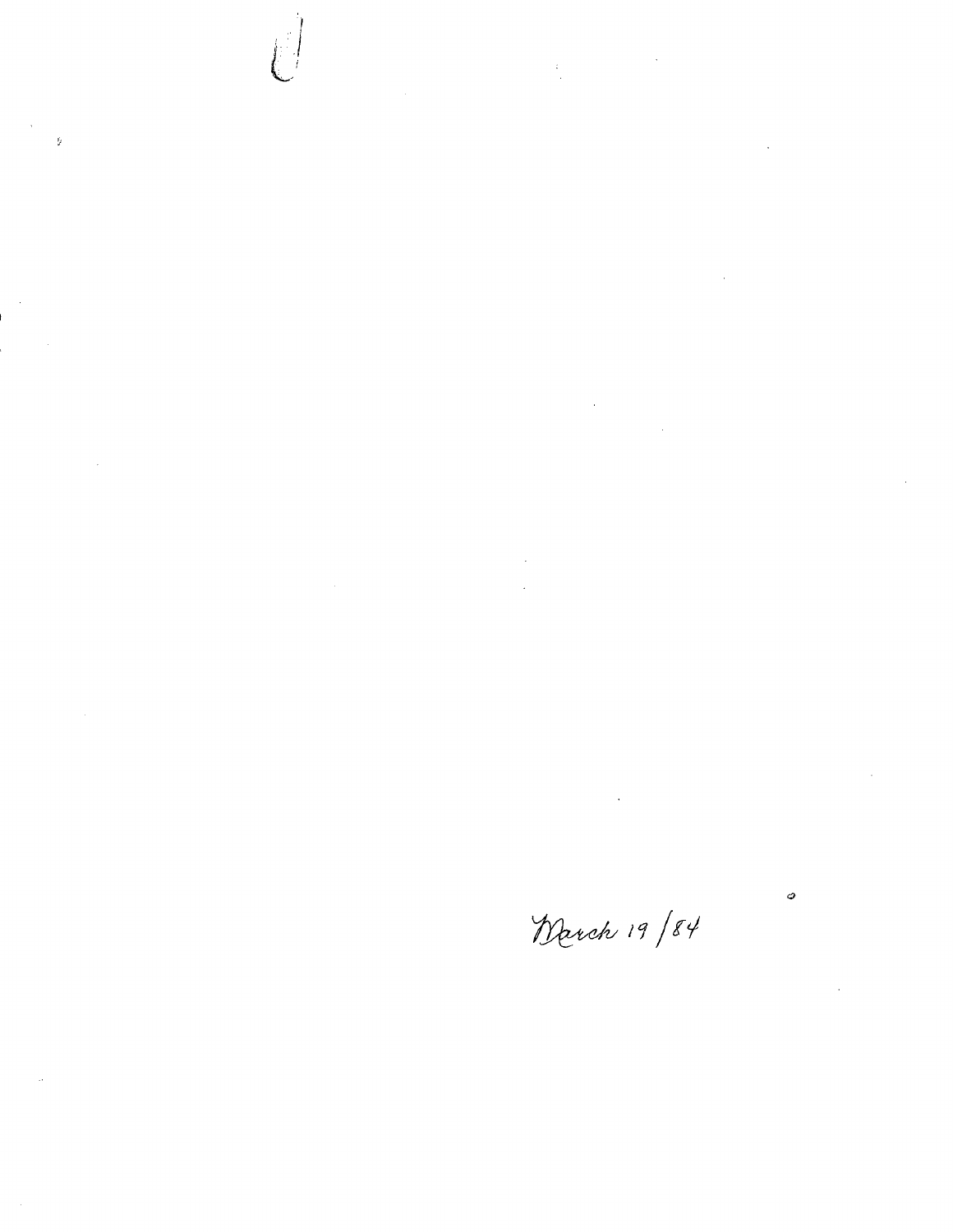March 19/84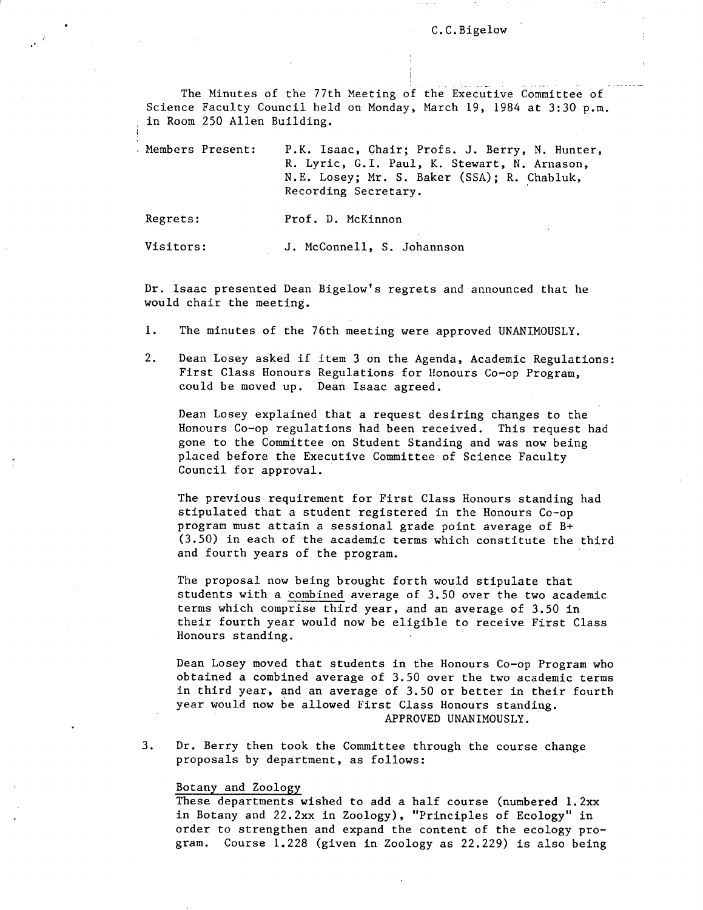C.C.Bigelow

The Minutes of the 77th Meeting of the Executive Committee of Science Faculty Council held on Monday, March 19, 1984 at 3:30 p.m. in Room 250 Allen Building.

| | |
|---|---|
| Members Present: | P.K. Isaac, Chair; Profs. J. Berry, N. Hunter, R. Lyric, G.I. Paul, K. Stewart, N. Arnason, N.E. Losey; Mr. S. Baker (SSA); R. Chabluk, Recording Secretary. |
| Regrets: | Prof. D. McKinnon |
| Visitors: | J. McConnell, S. Johannson |

Dr. Isaac presented Dean Bigelow's regrets and announced that he would chair the meeting.

1. The minutes of the 76th meeting were approved UNANIMOUSLY.

2. Dean Losey asked if item 3 on the Agenda, Academic Regulations: First Class Honours Regulations for Honours Co-op Program, could be moved up. Dean Isaac agreed.

   Dean Losey explained that a request desiring changes to the Honours Co-op regulations had been received. This request had gone to the Committee on Student Standing and was now being placed before the Executive Committee of Science Faculty Council for approval.

   The previous requirement for First Class Honours standing had stipulated that a student registered in the Honours Co-op program must attain a sessional grade point average of B+ (3.50) in each of the academic terms which constitute the third and fourth years of the program.

   The proposal now being brought forth would stipulate that students with a <u>combined</u> average of 3.50 over the two academic terms which comprise third year, and an average of 3.50 in their fourth year would now be eligible to receive First Class Honours standing.

   Dean Losey moved that students in the Honours Co-op Program who obtained a combined average of 3.50 over the two academic terms in third year, and an average of 3.50 or better in their fourth year would now be allowed First Class Honours standing.

   APPROVED UNANIMOUSLY.

3. Dr. Berry then took the Committee through the course change proposals by department, as follows:

   <u>Botany and Zoology</u>
   These departments wished to add a half course (numbered 1.2xx in Botany and 22.2xx in Zoology), "Principles of Ecology" in order to strengthen and expand the content of the ecology program. Course 1.228 (given in Zoology as 22.229) is also being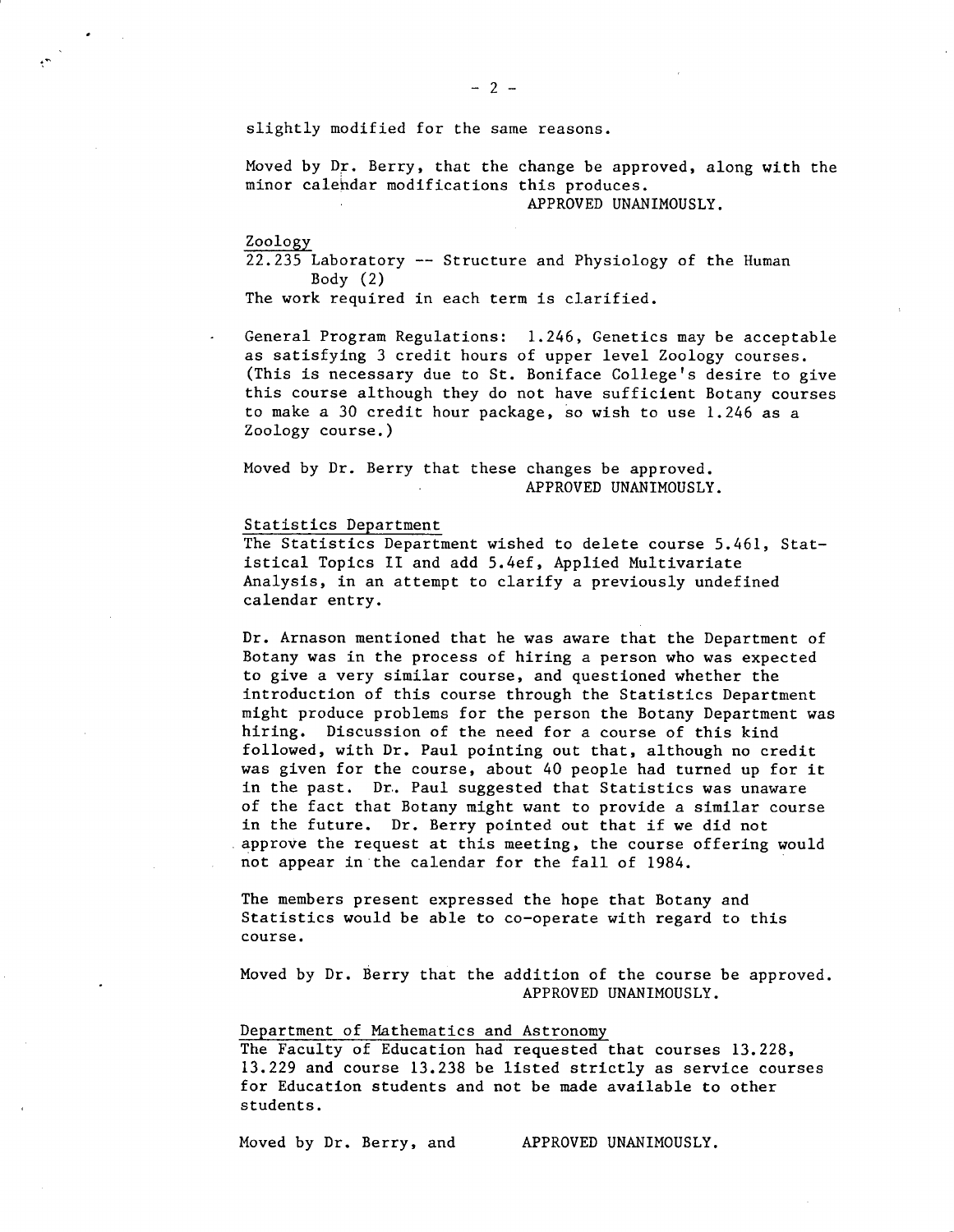slightly modified for the same reasons.

Moved by Dr. Berry, that the change be approved, along with the minor calendar modifications this produces.

APPROVED UNANIMOUSLY.

Zoology

22.235 Laboratory -- Structure and Physiology of the Human Body (2)

The work required in each term is clarified.

General Program Regulations: 1.246, Genetics may be acceptable as satisfying 3 credit hours of upper level Zoology courses. (This is necessary due to St. Boniface College's desire to give this course although they do not have sufficient Botany courses to make a 30 credit hour package, so wish to use 1.246 as a Zoology course.)

Moved by Dr. Berry that these changes be approved.

APPROVED UNANIMOUSLY.

Statistics Department

The Statistics Department wished to delete course 5.461, Statistical Topics II and add 5.4ef, Applied Multivariate Analysis, in an attempt to clarify a previously undefined calendar entry.

Dr. Arnason mentioned that he was aware that the Department of Botany was in the process of hiring a person who was expected to give a very similar course, and questioned whether the introduction of this course through the Statistics Department might produce problems for the person the Botany Department was hiring. Discussion of the need for a course of this kind followed, with Dr. Paul pointing out that, although no credit was given for the course, about 40 people had turned up for it in the past. Dr. Paul suggested that Statistics was unaware of the fact that Botany might want to provide a similar course in the future. Dr. Berry pointed out that if we did not approve the request at this meeting, the course offering would not appear in the calendar for the fall of 1984.

The members present expressed the hope that Botany and Statistics would be able to co-operate with regard to this course.

Moved by Dr. Berry that the addition of the course be approved.

APPROVED UNANIMOUSLY.

Department of Mathematics and Astronomy

The Faculty of Education had requested that courses 13.228, 13.229 and course 13.238 be listed strictly as service courses for Education students and not be made available to other students.

Moved by Dr. Berry, and APPROVED UNANIMOUSLY.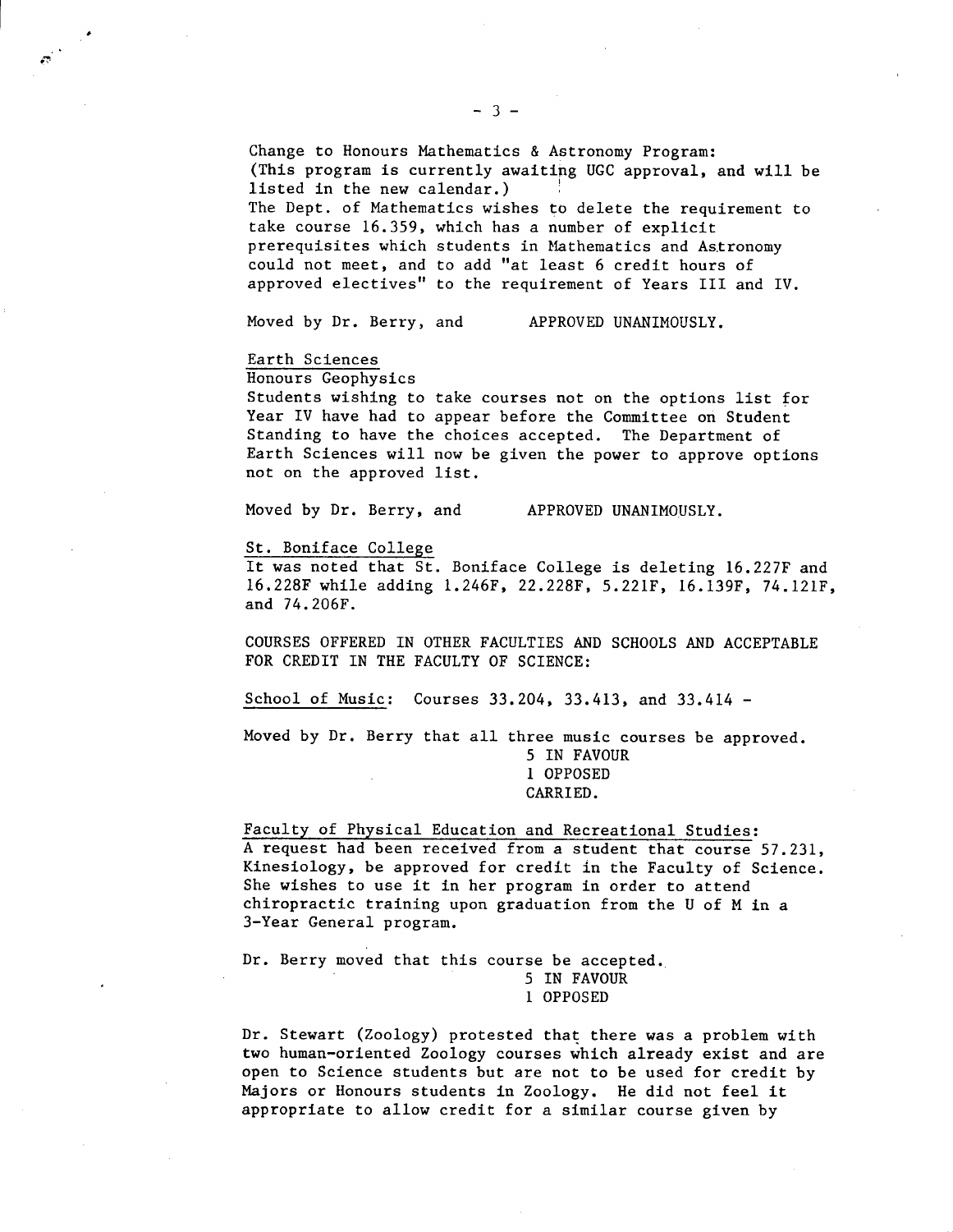Change to Honours Mathematics & Astronomy Program:
(This program is currently awaiting UGC approval, and will be listed in the new calendar.)
The Dept. of Mathematics wishes to delete the requirement to take course 16.359, which has a number of explicit prerequisites which students in Mathematics and Astronomy could not meet, and to add "at least 6 credit hours of approved electives" to the requirement of Years III and IV.

Moved by Dr. Berry, and APPROVED UNANIMOUSLY.

Earth Sciences

Honours Geophysics

Students wishing to take courses not on the options list for Year IV have had to appear before the Committee on Student Standing to have the choices accepted. The Department of Earth Sciences will now be given the power to approve options not on the approved list.

Moved by Dr. Berry, and APPROVED UNANIMOUSLY.

St. Boniface College

It was noted that St. Boniface College is deleting 16.227F and 16.228F while adding 1.246F, 22.228F, 5.221F, 16.139F, 74.121F, and 74.206F.

COURSES OFFERED IN OTHER FACULTIES AND SCHOOLS AND ACCEPTABLE FOR CREDIT IN THE FACULTY OF SCIENCE:

School of Music: Courses 33.204, 33.413, and 33.414 -

Moved by Dr. Berry that all three music courses be approved.

5 IN FAVOUR
1 OPPOSED
CARRIED.

Faculty of Physical Education and Recreational Studies:

A request had been received from a student that course 57.231, Kinesiology, be approved for credit in the Faculty of Science. She wishes to use it in her program in order to attend chiropractic training upon graduation from the U of M in a 3-Year General program.

Dr. Berry moved that this course be accepted.

5 IN FAVOUR
1 OPPOSED

Dr. Stewart (Zoology) protested that there was a problem with two human-oriented Zoology courses which already exist and are open to Science students but are not to be used for credit by Majors or Honours students in Zoology. He did not feel it appropriate to allow credit for a similar course given by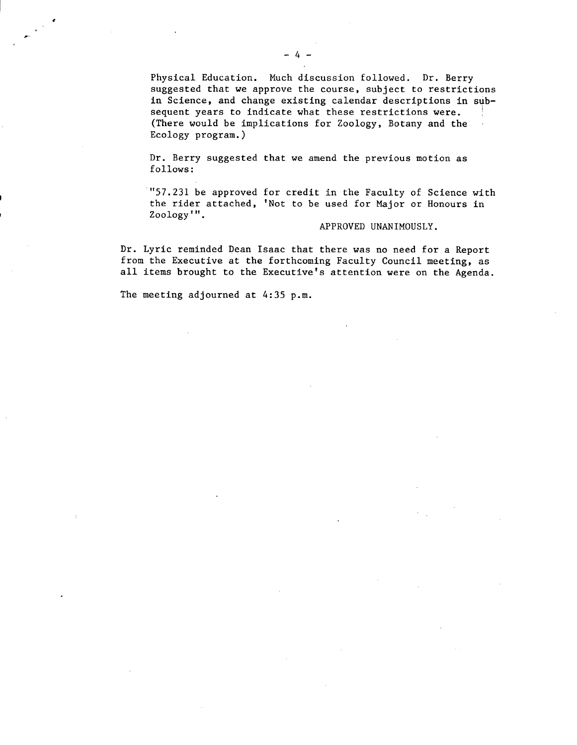Physical Education. Much discussion followed. Dr. Berry suggested that we approve the course, subject to restrictions in Science, and change existing calendar descriptions in subsequent years to indicate what these restrictions were. (There would be implications for Zoology, Botany and the Ecology program.)

Dr. Berry suggested that we amend the previous motion as follows:

"57.231 be approved for credit in the Faculty of Science with the rider attached, 'Not to be used for Major or Honours in Zoology'".

APPROVED UNANIMOUSLY.

Dr. Lyric reminded Dean Isaac that there was no need for a Report from the Executive at the forthcoming Faculty Council meeting, as all items brought to the Executive's attention were on the Agenda.

The meeting adjourned at 4:35 p.m.